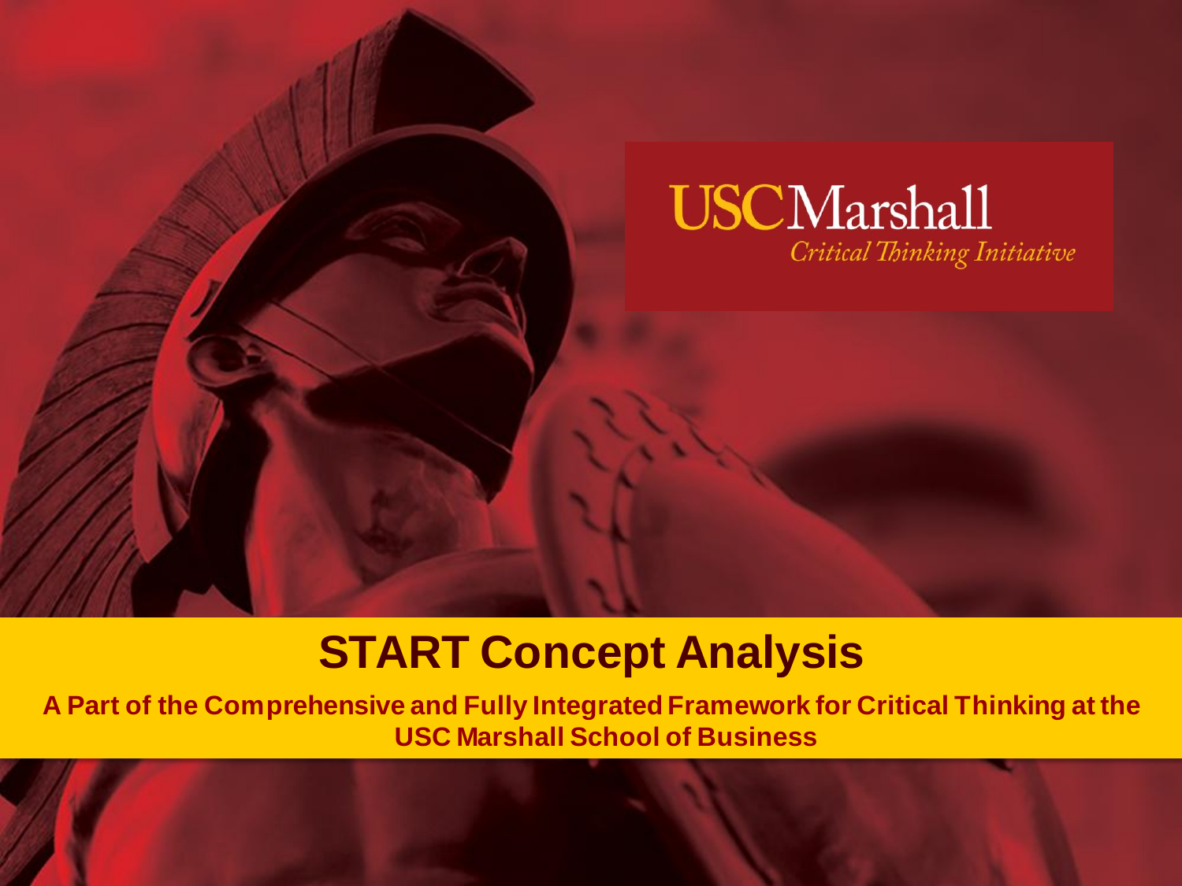USC Marshall

*Critical Thinking Initiative*

# START Concept Analysis

**A Part of the Comprehensive and Fully Integrated Framework for Critical Thinking at the USC Marshall School of Business**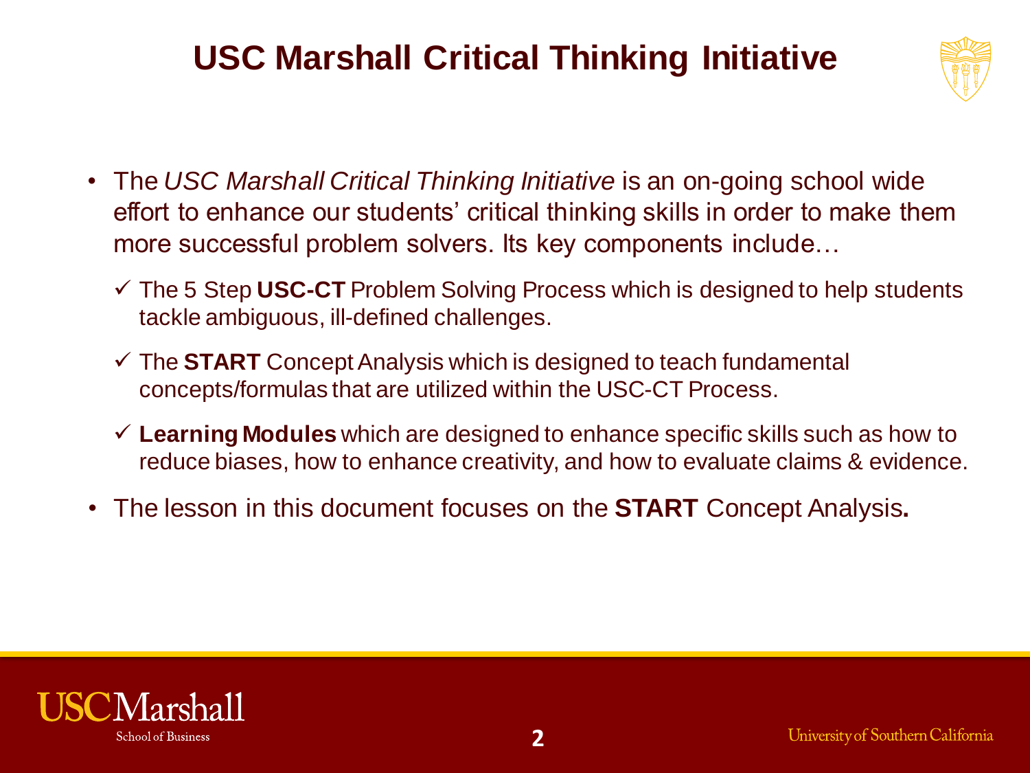# USC Marshall Critical Thinking Initiative

- The *USC Marshall Critical Thinking Initiative* is an on-going school wide effort to enhance our students' critical thinking skills in order to make them more successful problem solvers. Its key components include…
  - ✓ The 5 Step **USC-CT** Problem Solving Process which is designed to help students tackle ambiguous, ill-defined challenges.
  - ✓ The **START** Concept Analysis which is designed to teach fundamental concepts/formulas that are utilized within the USC-CT Process.
  - ✓ **Learning Modules** which are designed to enhance specific skills such as how to reduce biases, how to enhance creativity, and how to evaluate claims & evidence.
- The lesson in this document focuses on the **START** Concept Analysis**.**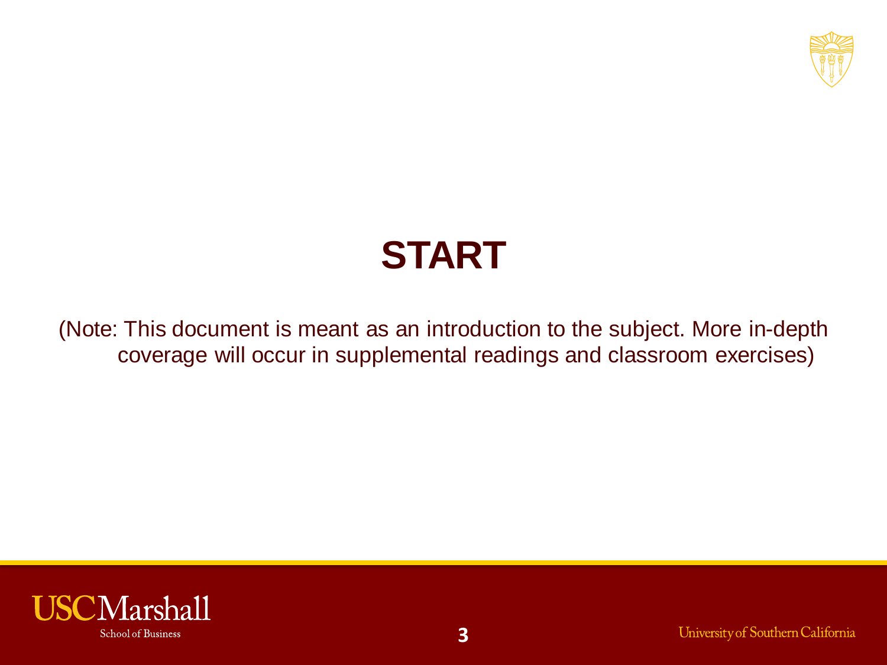# START

(Note: This document is meant as an introduction to the subject. More in-depth coverage will occur in supplemental readings and classroom exercises)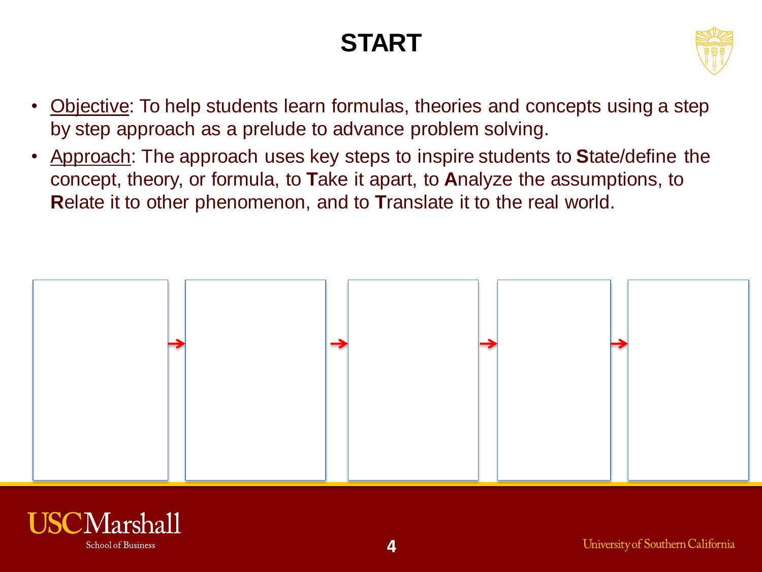# START

- Objective: To help students learn formulas, theories and concepts using a step by step approach as a prelude to advance problem solving.
- Approach: The approach uses key steps to inspire students to **S**tate/define the concept, theory, or formula, to **T**ake it apart, to **A**nalyze the assumptions, to **R**elate it to other phenomenon, and to **T**ranslate it to the real world.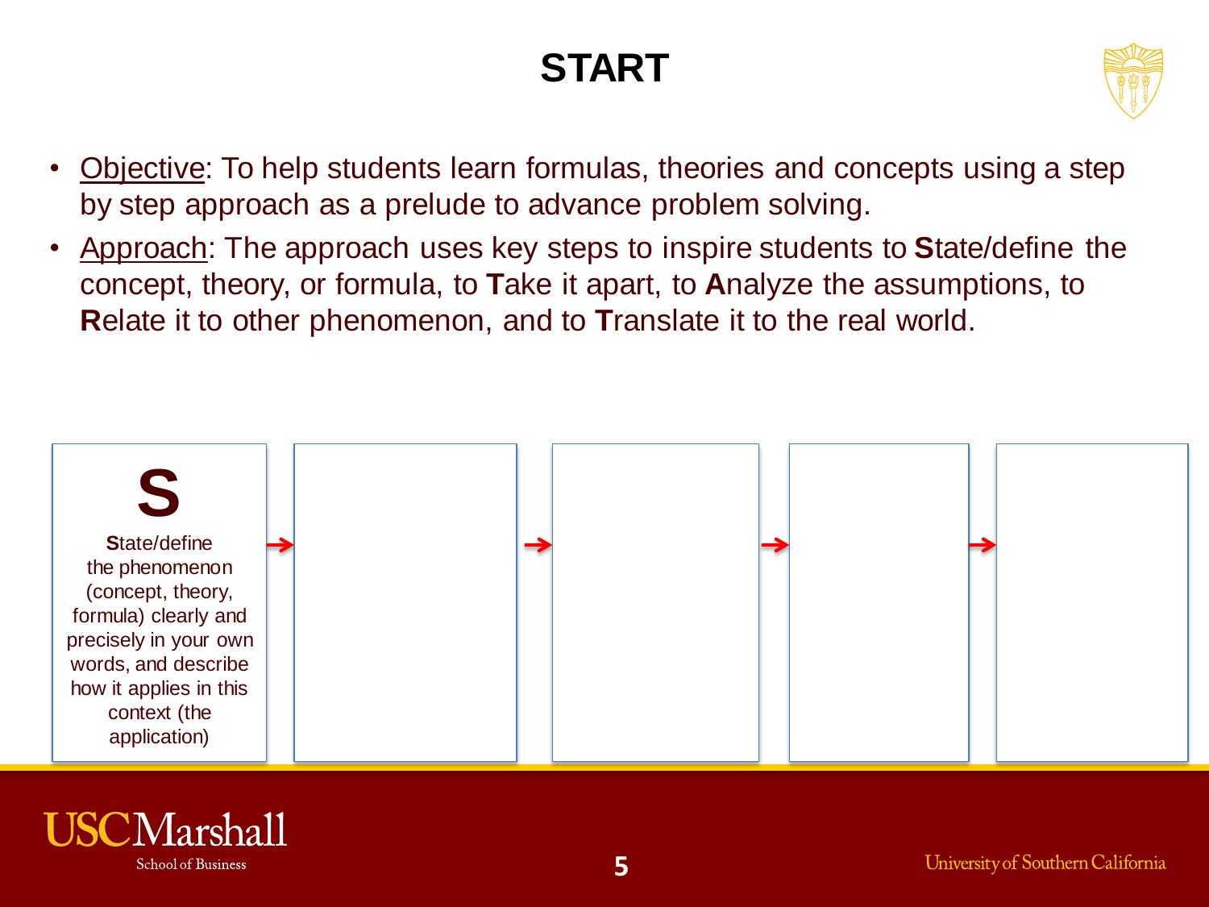# START

- Objective: To help students learn formulas, theories and concepts using a step by step approach as a prelude to advance problem solving.
- Approach: The approach uses key steps to inspire students to **S**tate/define the concept, theory, or formula, to **T**ake it apart, to **A**nalyze the assumptions, to **R**elate it to other phenomenon, and to **T**ranslate it to the real world.

| S | | | | |
|---|---|---|---|---|
| **S**tate/define the phenomenon (concept, theory, formula) clearly and precisely in your own words, and describe how it applies in this context (the application) → | → | → | → | |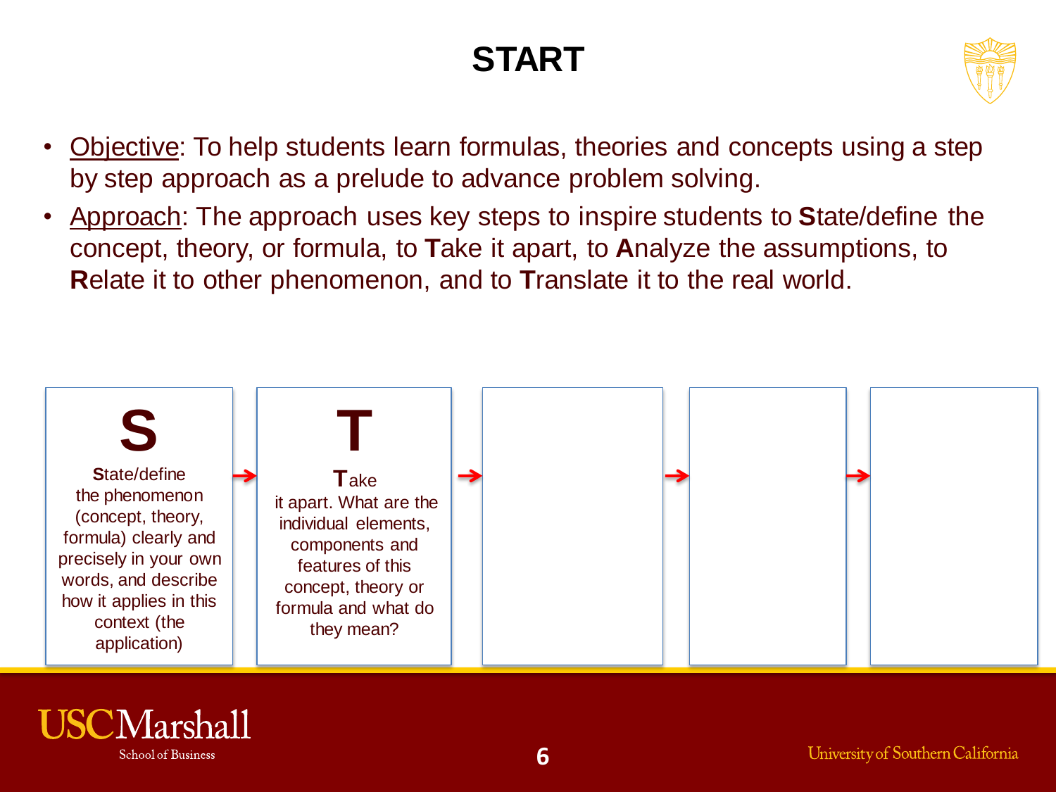# START

- Objective: To help students learn formulas, theories and concepts using a step by step approach as a prelude to advance problem solving.
- Approach: The approach uses key steps to inspire students to **S**tate/define the concept, theory, or formula, to **T**ake it apart, to **A**nalyze the assumptions, to **R**elate it to other phenomenon, and to **T**ranslate it to the real world.

| S | T | | | |
|---|---|---|---|---|
| **S**tate/define the phenomenon (concept, theory, formula) clearly and precisely in your own words, and describe how it applies in this context (the application) | **T**ake it apart. What are the individual elements, components and features of this concept, theory or formula and what do they mean? | | | |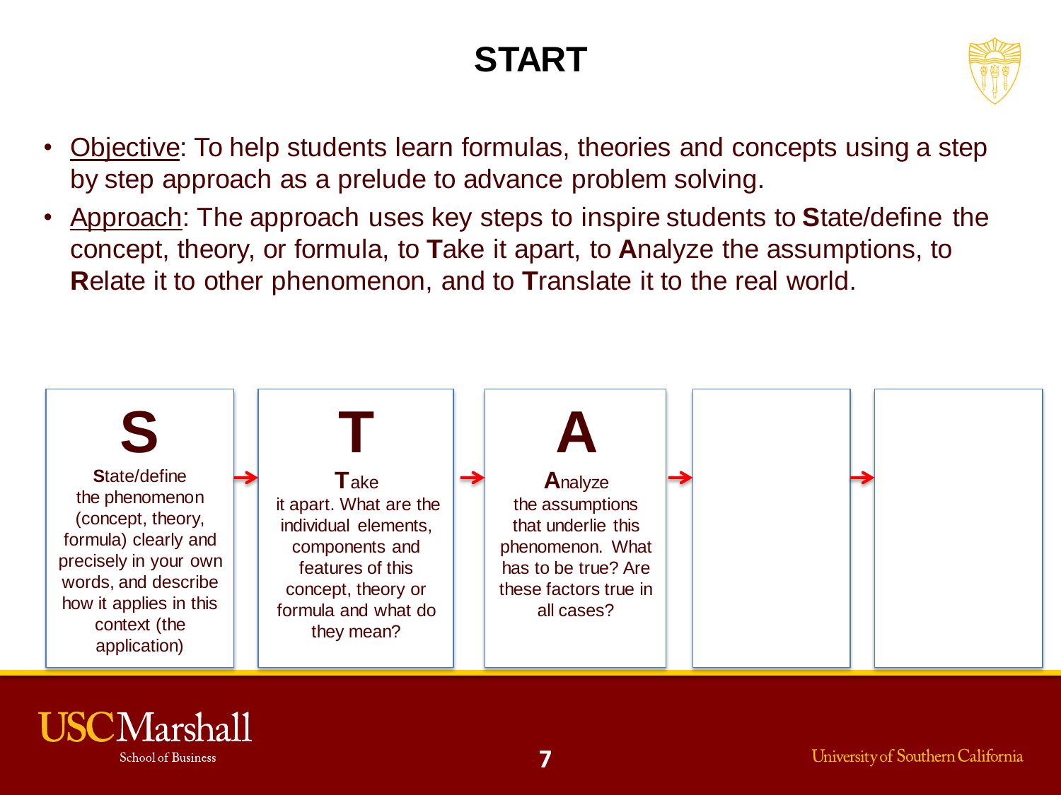# START

- Objective: To help students learn formulas, theories and concepts using a step by step approach as a prelude to advance problem solving.
- Approach: The approach uses key steps to inspire students to **S**tate/define the concept, theory, or formula, to **T**ake it apart, to **A**nalyze the assumptions, to **R**elate it to other phenomenon, and to **T**ranslate it to the real world.

**S**

**S**tate/define the phenomenon (concept, theory, formula) clearly and precisely in your own words, and describe how it applies in this context (the application)

→

**T**

**T**ake it apart. What are the individual elements, components and features of this concept, theory or formula and what do they mean?

→

**A**

**A**nalyze the assumptions that underlie this phenomenon. What has to be true? Are these factors true in all cases?

→

→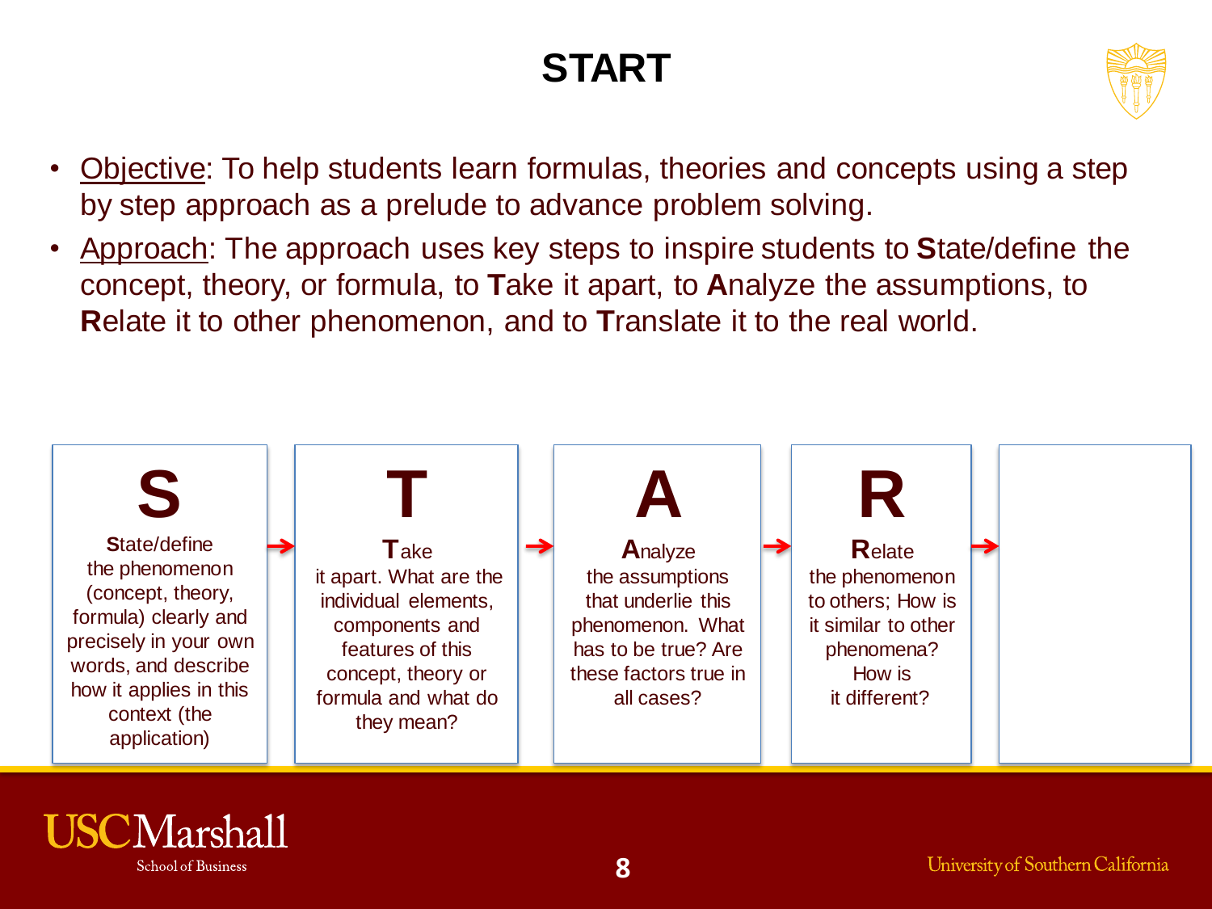# START

- Objective: To help students learn formulas, theories and concepts using a step by step approach as a prelude to advance problem solving.
- Approach: The approach uses key steps to inspire students to **S**tate/define the concept, theory, or formula, to **T**ake it apart, to **A**nalyze the assumptions, to **R**elate it to other phenomenon, and to **T**ranslate it to the real world.

| S | T | A | R | |
|---|---|---|---|---|
| **S**tate/define the phenomenon (concept, theory, formula) clearly and precisely in your own words, and describe how it applies in this context (the application) | **T**ake it apart. What are the individual elements, components and features of this concept, theory or formula and what do they mean? | **A**nalyze the assumptions that underlie this phenomenon. What has to be true? Are these factors true in all cases? | **R**elate the phenomenon to others; How is it similar to other phenomena? How is it different? | |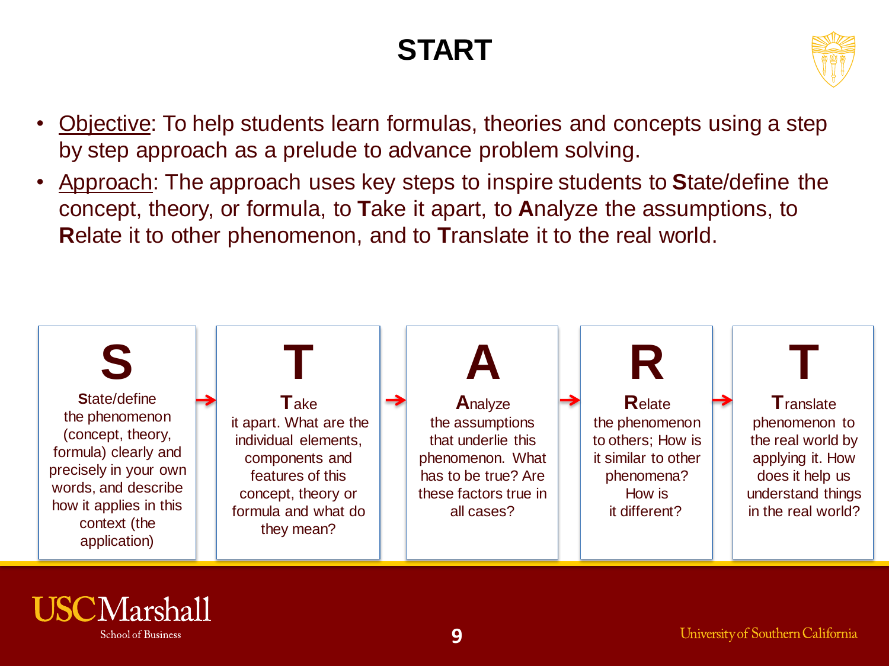# START

- Objective: To help students learn formulas, theories and concepts using a step by step approach as a prelude to advance problem solving.
- Approach: The approach uses key steps to inspire students to **S**tate/define the concept, theory, or formula, to **T**ake it apart, to **A**nalyze the assumptions, to **R**elate it to other phenomenon, and to **T**ranslate it to the real world.

## S
**S**tate/define the phenomenon (concept, theory, formula) clearly and precisely in your own words, and describe how it applies in this context (the application)

→

## T
**T**ake it apart. What are the individual elements, components and features of this concept, theory or formula and what do they mean?

→

## A
**A**nalyze the assumptions that underlie this phenomenon. What has to be true? Are these factors true in all cases?

→

## R
**R**elate the phenomenon to others; How is it similar to other phenomena? How is it different?

→

## T
**T**ranslate phenomenon to the real world by applying it. How does it help us understand things in the real world?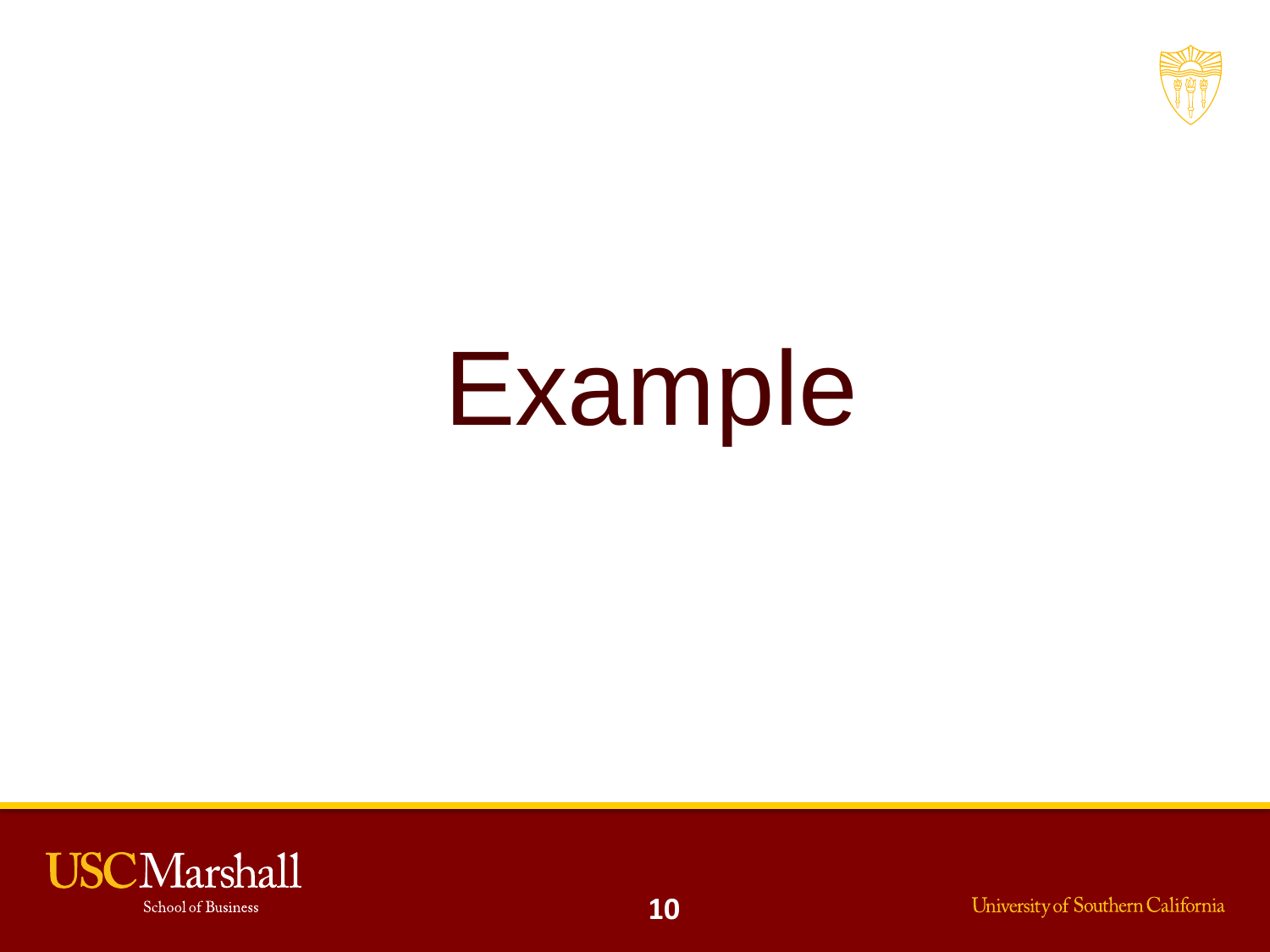# Example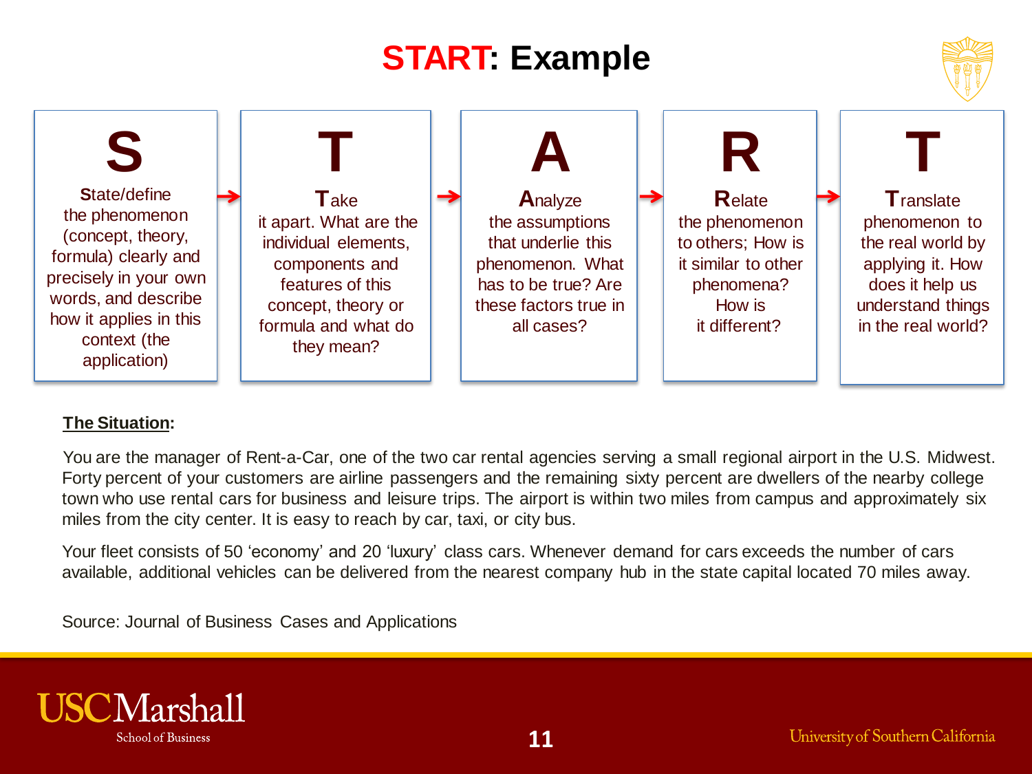# START: Example

| S | T | A | R | T |
|---|---|---|---|---|
| **S**tate/define the phenomenon (concept, theory, formula) clearly and precisely in your own words, and describe how it applies in this context (the application) | **T**ake it apart. What are the individual elements, components and features of this concept, theory or formula and what do they mean? | **A**nalyze the assumptions that underlie this phenomenon. What has to be true? Are these factors true in all cases? | **R**elate the phenomenon to others; How is it similar to other phenomena? How is it different? | **T**ranslate phenomenon to the real world by applying it. How does it help us understand things in the real world? |

**The Situation:**

You are the manager of Rent-a-Car, one of the two car rental agencies serving a small regional airport in the U.S. Midwest. Forty percent of your customers are airline passengers and the remaining sixty percent are dwellers of the nearby college town who use rental cars for business and leisure trips. The airport is within two miles from campus and approximately six miles from the city center. It is easy to reach by car, taxi, or city bus.

Your fleet consists of 50 'economy' and 20 'luxury' class cars. Whenever demand for cars exceeds the number of cars available, additional vehicles can be delivered from the nearest company hub in the state capital located 70 miles away.

Source: Journal of Business Cases and Applications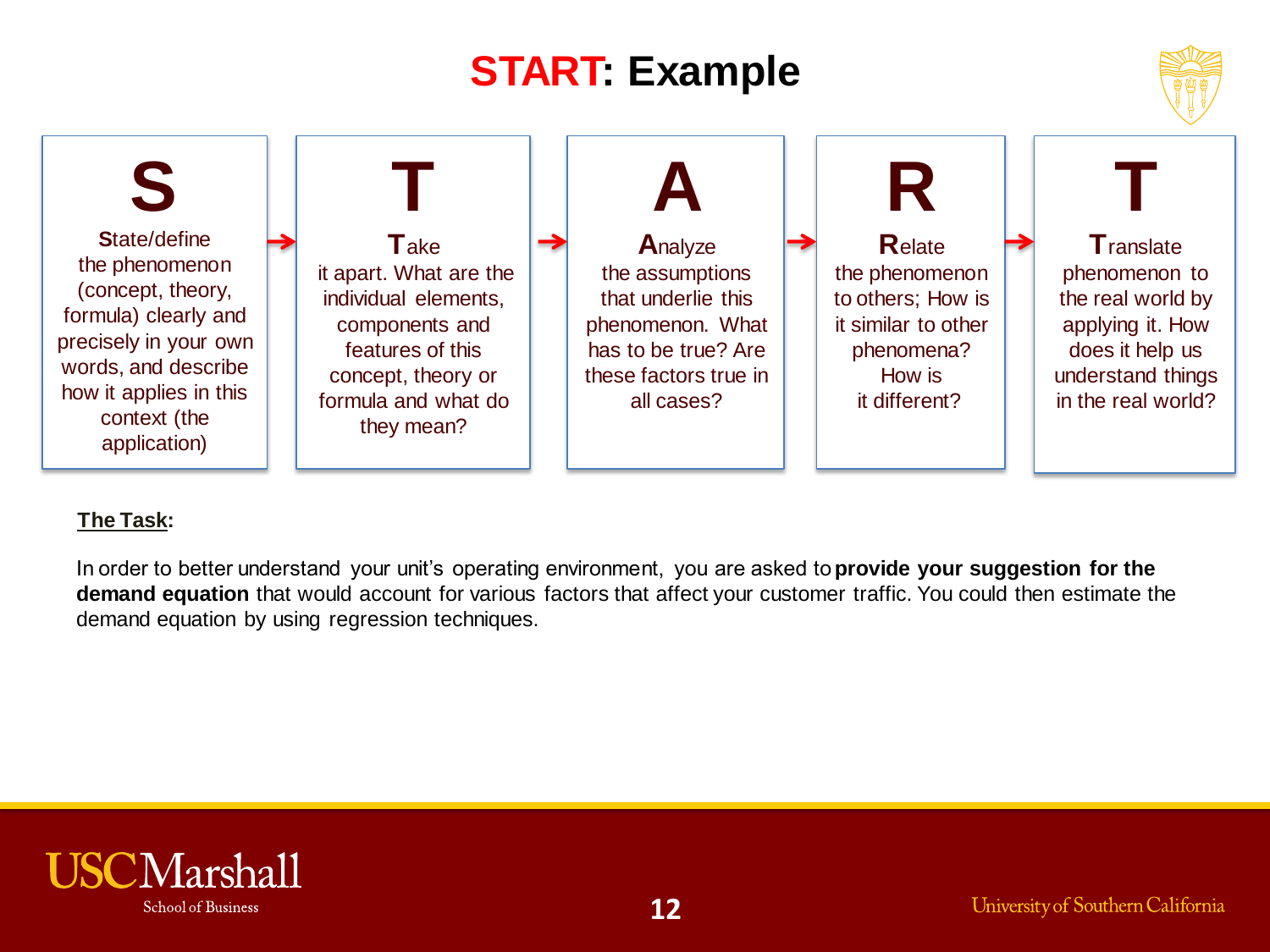# START: Example

| S | T | A | R | T |
|---|---|---|---|---|
| **S**tate/define the phenomenon (concept, theory, formula) clearly and precisely in your own words, and describe how it applies in this context (the application) | **T**ake it apart. What are the individual elements, components and features of this concept, theory or formula and what do they mean? | **A**nalyze the assumptions that underlie this phenomenon. What has to be true? Are these factors true in all cases? | **R**elate the phenomenon to others; How is it similar to other phenomena? How is it different? | **T**ranslate phenomenon to the real world by applying it. How does it help us understand things in the real world? |

**The Task:**

In order to better understand your unit's operating environment, you are asked to **provide your suggestion for the demand equation** that would account for various factors that affect your customer traffic. You could then estimate the demand equation by using regression techniques.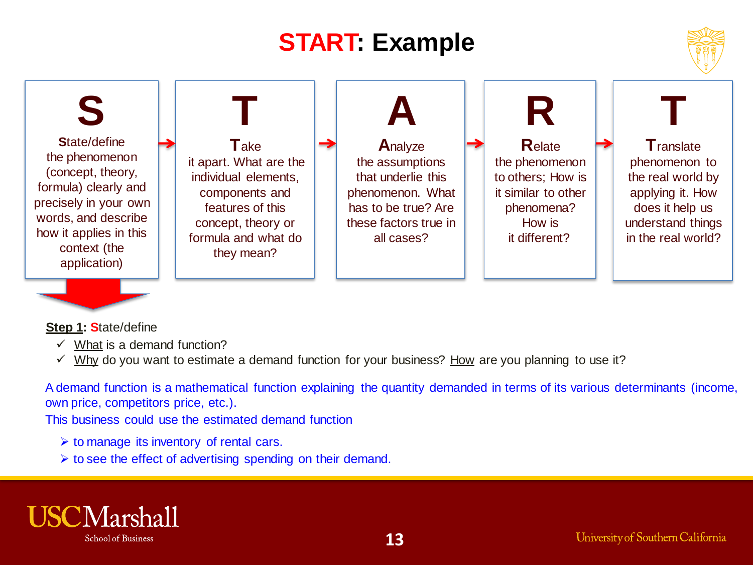# START: Example

| S | T | A | R | T |
|---|---|---|---|---|
| **S**tate/define the phenomenon (concept, theory, formula) clearly and precisely in your own words, and describe how it applies in this context (the application) | **T**ake it apart. What are the individual elements, components and features of this concept, theory or formula and what do they mean? | **A**nalyze the assumptions that underlie this phenomenon. What has to be true? Are these factors true in all cases? | **R**elate the phenomenon to others; How is it similar to other phenomena? How is it different? | **T**ranslate phenomenon to the real world by applying it. How does it help us understand things in the real world? |

**Step 1: S**tate/define

- ✓ What is a demand function?
- ✓ Why do you want to estimate a demand function for your business? How are you planning to use it?

A demand function is a mathematical function explaining the quantity demanded in terms of its various determinants (income, own price, competitors price, etc.).

This business could use the estimated demand function

- to manage its inventory of rental cars.
- to see the effect of advertising spending on their demand.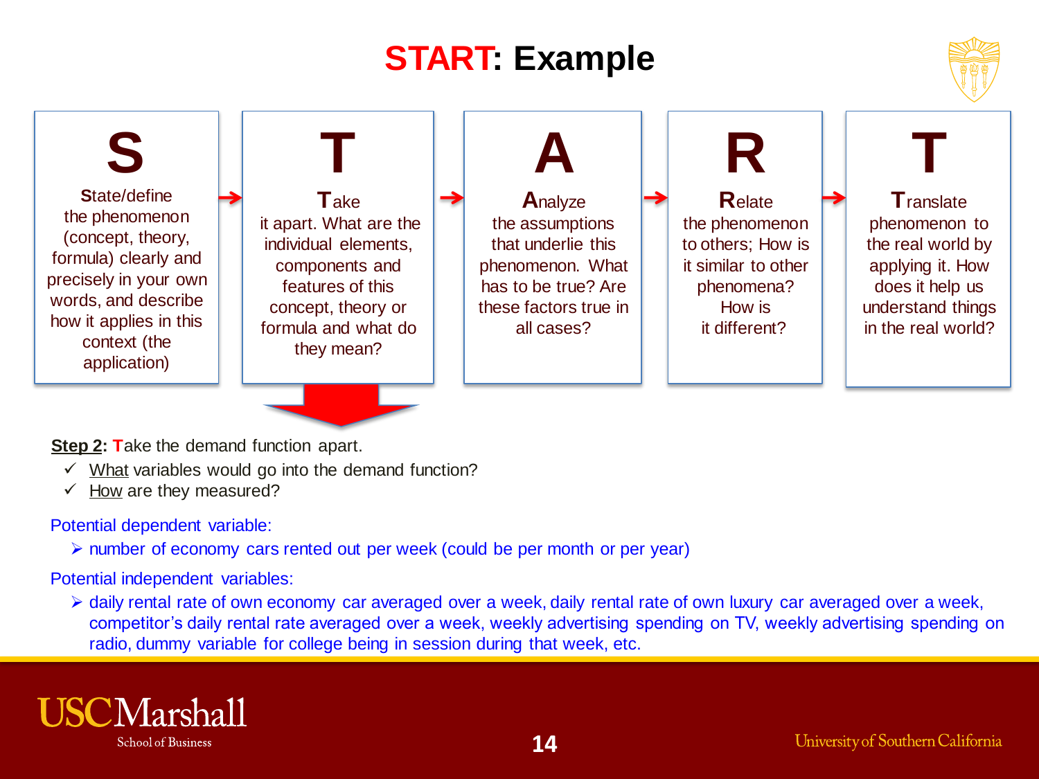# START: Example

**S**

**S**tate/define the phenomenon (concept, theory, formula) clearly and precisely in your own words, and describe how it applies in this context (the application)

→

**T**

**T**ake it apart. What are the individual elements, components and features of this concept, theory or formula and what do they mean?

→

**A**

**A**nalyze the assumptions that underlie this phenomenon. What has to be true? Are these factors true in all cases?

→

**R**

**R**elate the phenomenon to others; How is it similar to other phenomena? How is it different?

→

**T**

**T**ranslate phenomenon to the real world by applying it. How does it help us understand things in the real world?

**Step 2**: **T**ake the demand function apart.

- ✓ What variables would go into the demand function?
- ✓ How are they measured?

Potential dependent variable:

- number of economy cars rented out per week (could be per month or per year)

Potential independent variables:

- daily rental rate of own economy car averaged over a week, daily rental rate of own luxury car averaged over a week, competitor's daily rental rate averaged over a week, weekly advertising spending on TV, weekly advertising spending on radio, dummy variable for college being in session during that week, etc.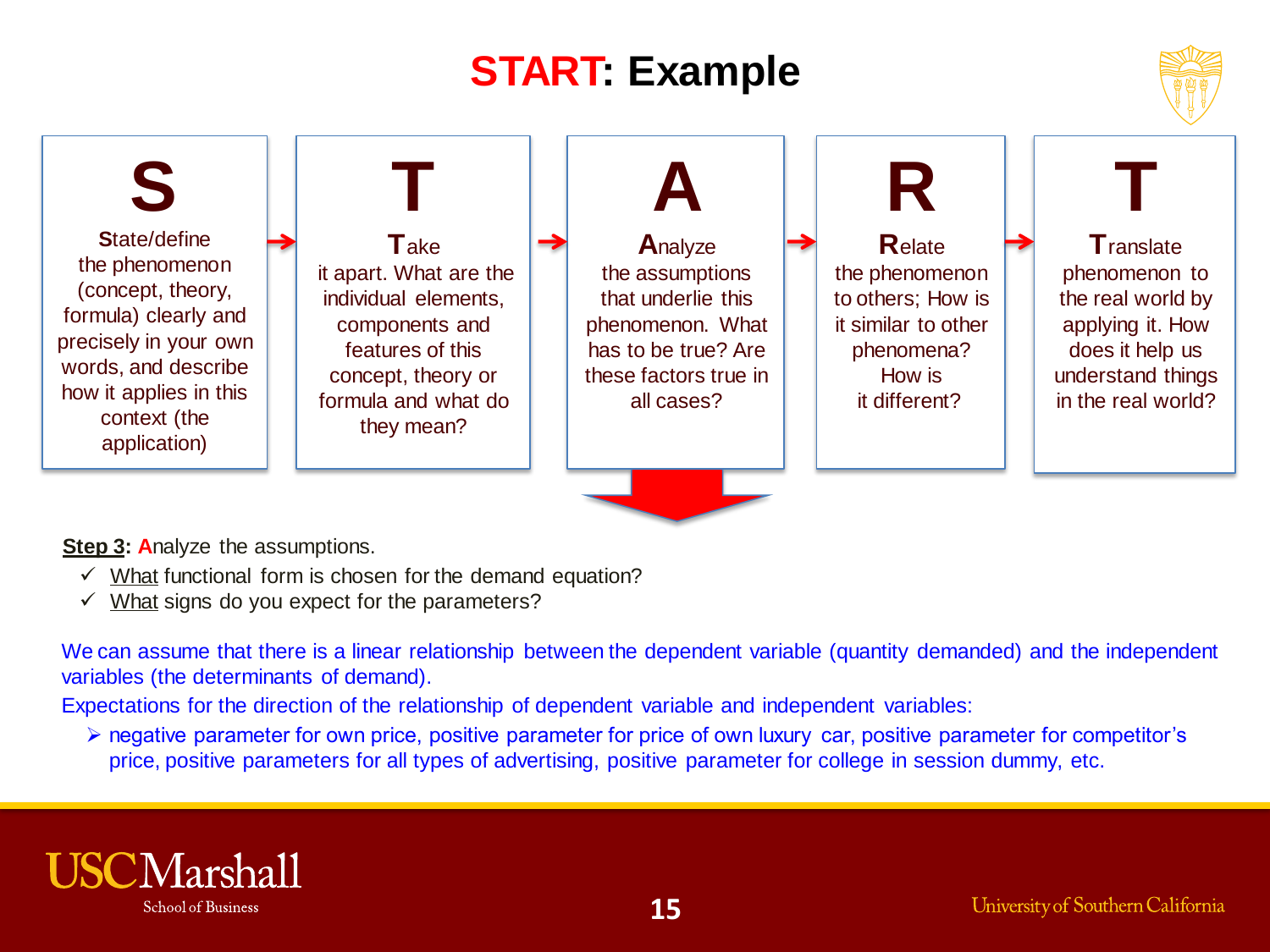# START: Example

| S | T | A | R | T |
|---|---|---|---|---|
| **S**tate/define the phenomenon (concept, theory, formula) clearly and precisely in your own words, and describe how it applies in this context (the application) | **T**ake it apart. What are the individual elements, components and features of this concept, theory or formula and what do they mean? | **A**nalyze the assumptions that underlie this phenomenon. What has to be true? Are these factors true in all cases? | **R**elate the phenomenon to others; How is it similar to other phenomena? How is it different? | **T**ranslate phenomenon to the real world by applying it. How does it help us understand things in the real world? |

**Step 3**: **A**nalyze the assumptions.

- ✓ What functional form is chosen for the demand equation?
- ✓ What signs do you expect for the parameters?

We can assume that there is a linear relationship between the dependent variable (quantity demanded) and the independent variables (the determinants of demand).

Expectations for the direction of the relationship of dependent variable and independent variables:

- negative parameter for own price, positive parameter for price of own luxury car, positive parameter for competitor's price, positive parameters for all types of advertising, positive parameter for college in session dummy, etc.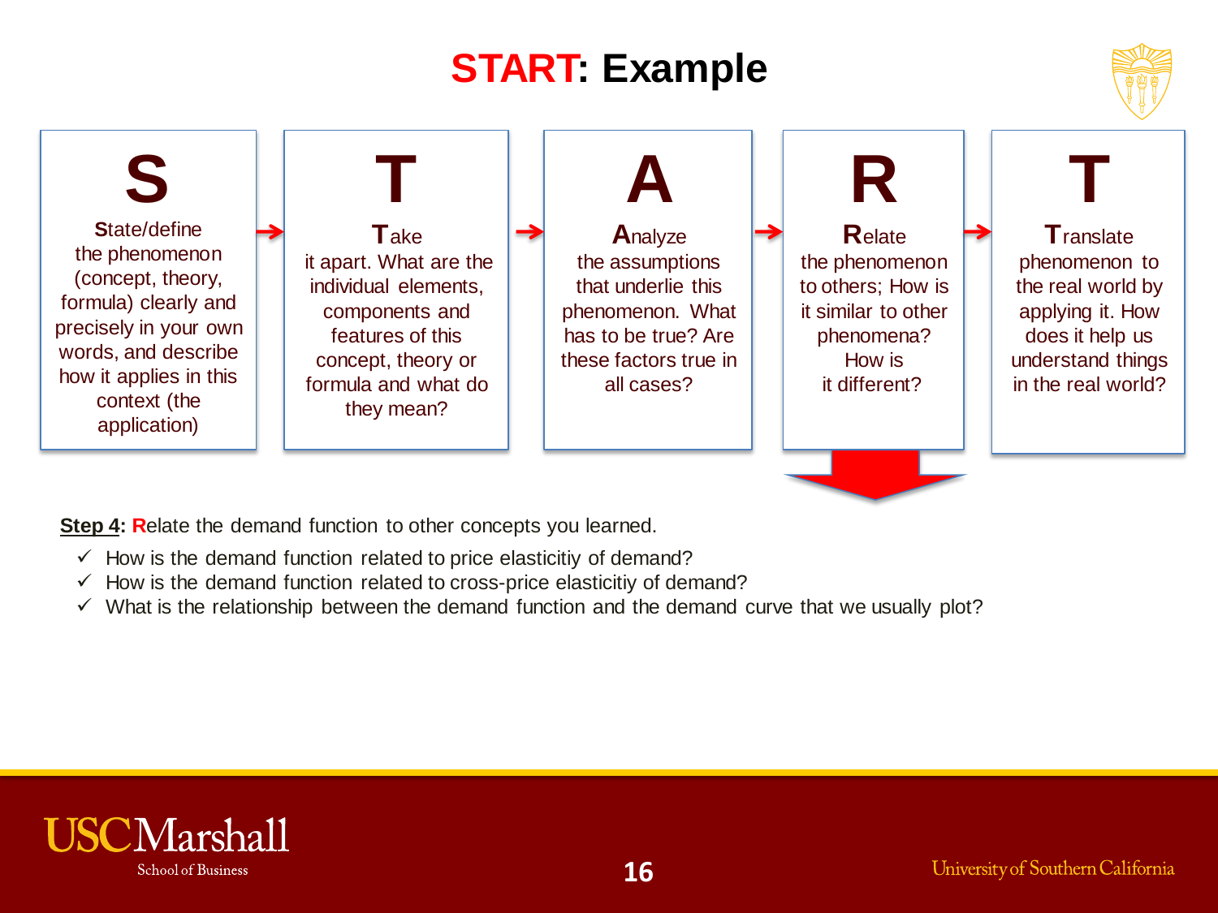# START: Example

| S | T | A | R | T |
|---|---|---|---|---|
| **S**tate/define the phenomenon (concept, theory, formula) clearly and precisely in your own words, and describe how it applies in this context (the application) | **T**ake it apart. What are the individual elements, components and features of this concept, theory or formula and what do they mean? | **A**nalyze the assumptions that underlie this phenomenon. What has to be true? Are these factors true in all cases? | **R**elate the phenomenon to others; How is it similar to other phenomena? How is it different? | **T**ranslate phenomenon to the real world by applying it. How does it help us understand things in the real world? |

**Step 4**: **R**elate the demand function to other concepts you learned.

- ✓ How is the demand function related to price elasticitiy of demand?
- ✓ How is the demand function related to cross-price elasticitiy of demand?
- ✓ What is the relationship between the demand function and the demand curve that we usually plot?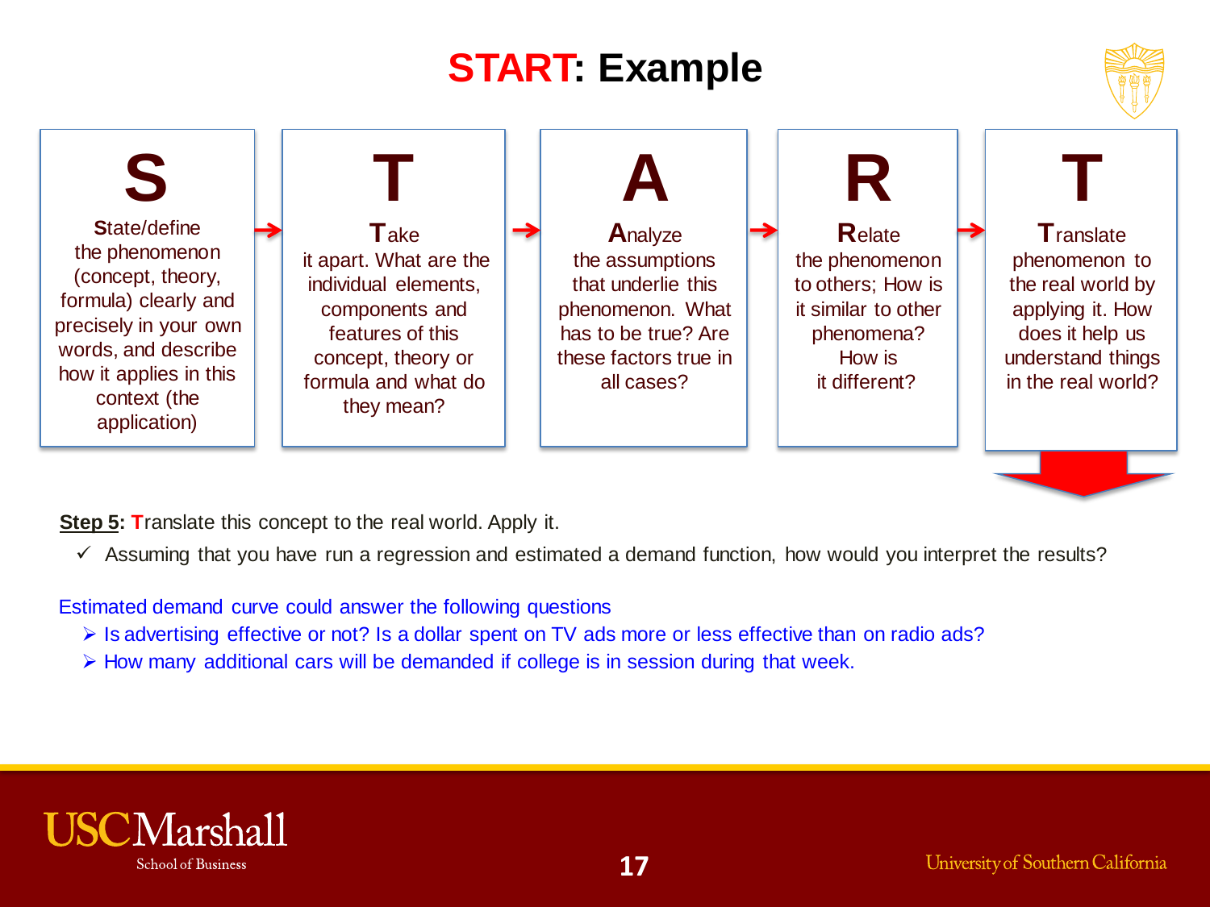# START: Example

| S | T | A | R | T |
|---|---|---|---|---|
| **S**tate/define the phenomenon (concept, theory, formula) clearly and precisely in your own words, and describe how it applies in this context (the application) | **T**ake it apart. What are the individual elements, components and features of this concept, theory or formula and what do they mean? | **A**nalyze the assumptions that underlie this phenomenon. What has to be true? Are these factors true in all cases? | **R**elate the phenomenon to others; How is it similar to other phenomena? How is it different? | **T**ranslate phenomenon to the real world by applying it. How does it help us understand things in the real world? |

**Step 5: T**ranslate this concept to the real world. Apply it.

- ✓ Assuming that you have run a regression and estimated a demand function, how would you interpret the results?

Estimated demand curve could answer the following questions

- Is advertising effective or not? Is a dollar spent on TV ads more or less effective than on radio ads?
- How many additional cars will be demanded if college is in session during that week.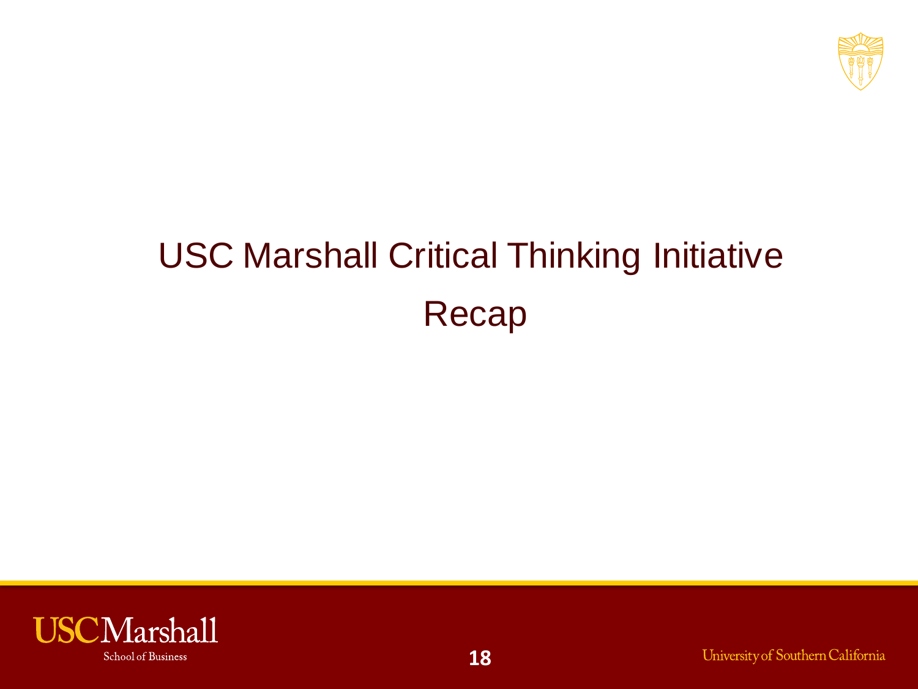# USC Marshall Critical Thinking Initiative

# Recap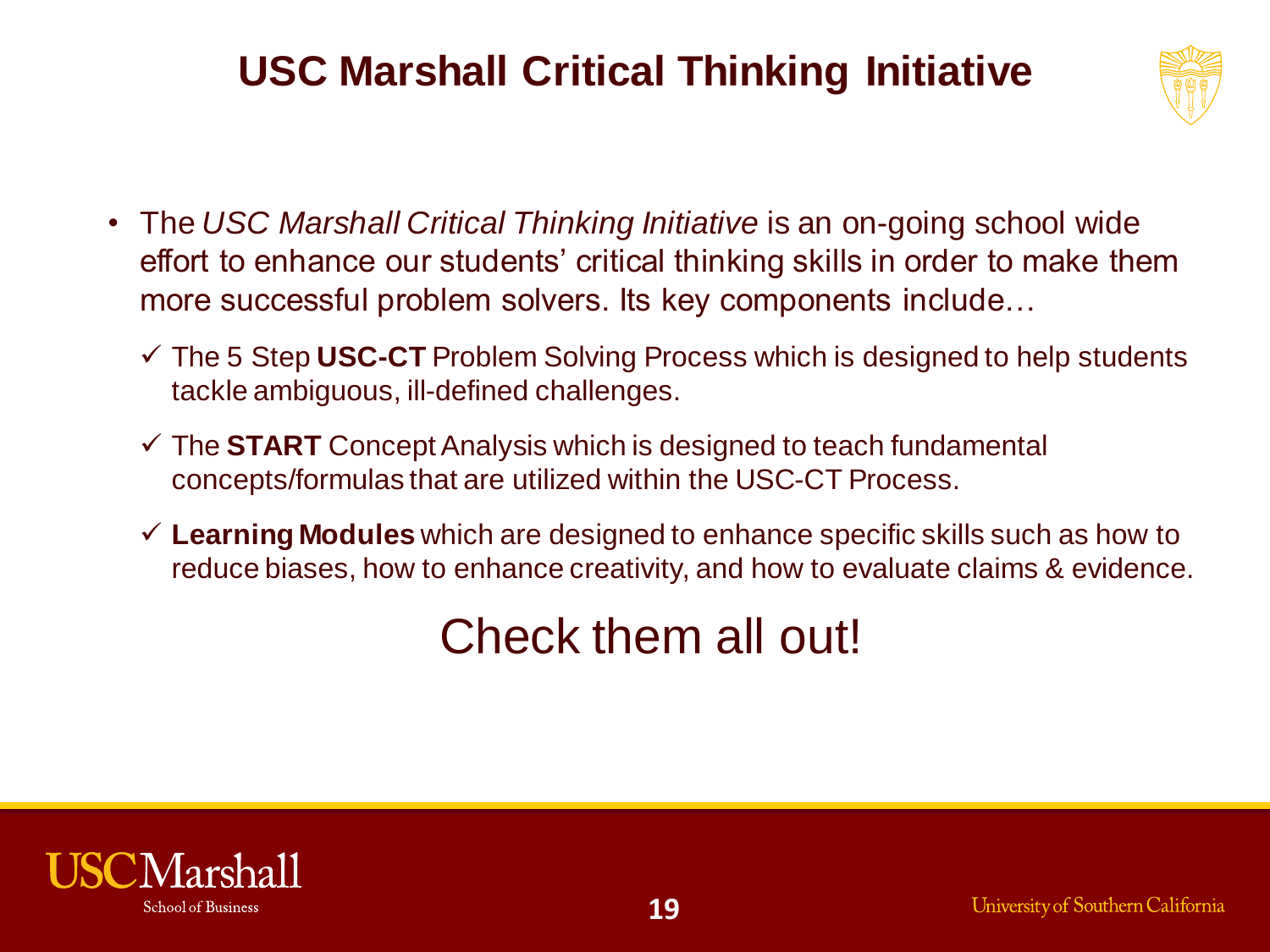# USC Marshall Critical Thinking Initiative

- The *USC Marshall Critical Thinking Initiative* is an on-going school wide effort to enhance our students' critical thinking skills in order to make them more successful problem solvers. Its key components include…
  - ✓ The 5 Step **USC-CT** Problem Solving Process which is designed to help students tackle ambiguous, ill-defined challenges.
  - ✓ The **START** Concept Analysis which is designed to teach fundamental concepts/formulas that are utilized within the USC-CT Process.
  - ✓ **Learning Modules** which are designed to enhance specific skills such as how to reduce biases, how to enhance creativity, and how to evaluate claims & evidence.

Check them all out!